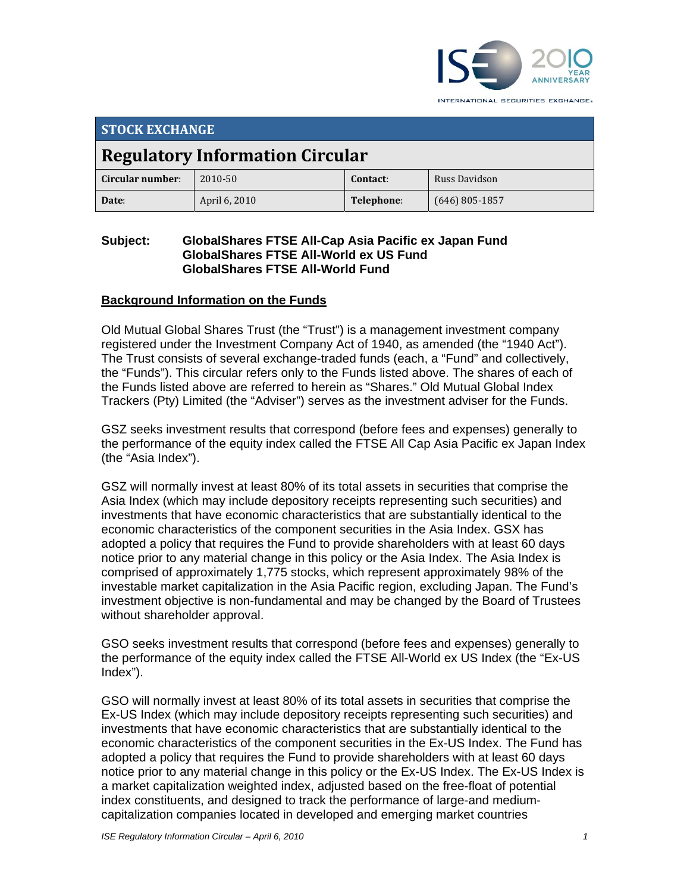## STOCK EXCHANGE

# Regulatory Information Circular

| Circular number: | 2010-50 | Contact: | Russ Davidson |
|---|---|---|---|
| Date: | April 6, 2010 | Telephone: | (646) 805-1857 |

**Subject: GlobalShares FTSE All-Cap Asia Pacific ex Japan Fund**
**GlobalShares FTSE All-World ex US Fund**
**GlobalShares FTSE All-World Fund**

## Background Information on the Funds

Old Mutual Global Shares Trust (the "Trust") is a management investment company registered under the Investment Company Act of 1940, as amended (the "1940 Act"). The Trust consists of several exchange-traded funds (each, a "Fund" and collectively, the "Funds"). This circular refers only to the Funds listed above. The shares of each of the Funds listed above are referred to herein as "Shares." Old Mutual Global Index Trackers (Pty) Limited (the "Adviser") serves as the investment adviser for the Funds.

GSZ seeks investment results that correspond (before fees and expenses) generally to the performance of the equity index called the FTSE All Cap Asia Pacific ex Japan Index (the "Asia Index").

GSZ will normally invest at least 80% of its total assets in securities that comprise the Asia Index (which may include depository receipts representing such securities) and investments that have economic characteristics that are substantially identical to the economic characteristics of the component securities in the Asia Index. GSX has adopted a policy that requires the Fund to provide shareholders with at least 60 days notice prior to any material change in this policy or the Asia Index. The Asia Index is comprised of approximately 1,775 stocks, which represent approximately 98% of the investable market capitalization in the Asia Pacific region, excluding Japan. The Fund's investment objective is non-fundamental and may be changed by the Board of Trustees without shareholder approval.

GSO seeks investment results that correspond (before fees and expenses) generally to the performance of the equity index called the FTSE All-World ex US Index (the "Ex-US Index").

GSO will normally invest at least 80% of its total assets in securities that comprise the Ex-US Index (which may include depository receipts representing such securities) and investments that have economic characteristics that are substantially identical to the economic characteristics of the component securities in the Ex-US Index. The Fund has adopted a policy that requires the Fund to provide shareholders with at least 60 days notice prior to any material change in this policy or the Ex-US Index. The Ex-US Index is a market capitalization weighted index, adjusted based on the free-float of potential index constituents, and designed to track the performance of large-and medium-capitalization companies located in developed and emerging market countries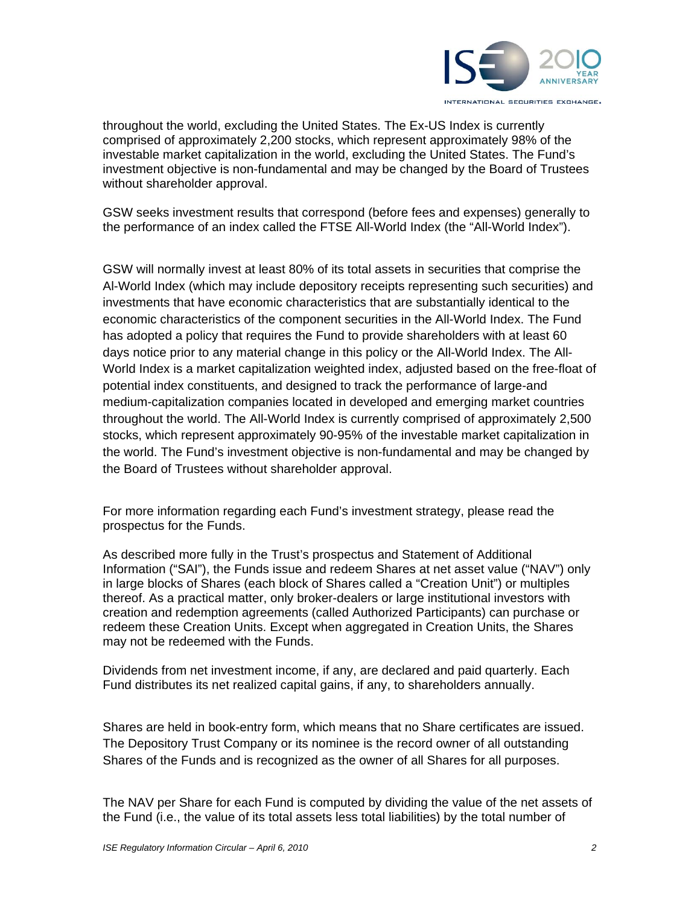throughout the world, excluding the United States. The Ex-US Index is currently comprised of approximately 2,200 stocks, which represent approximately 98% of the investable market capitalization in the world, excluding the United States. The Fund's investment objective is non-fundamental and may be changed by the Board of Trustees without shareholder approval.

GSW seeks investment results that correspond (before fees and expenses) generally to the performance of an index called the FTSE All-World Index (the "All-World Index").

GSW will normally invest at least 80% of its total assets in securities that comprise the Al-World Index (which may include depository receipts representing such securities) and investments that have economic characteristics that are substantially identical to the economic characteristics of the component securities in the All-World Index. The Fund has adopted a policy that requires the Fund to provide shareholders with at least 60 days notice prior to any material change in this policy or the All-World Index. The All-World Index is a market capitalization weighted index, adjusted based on the free-float of potential index constituents, and designed to track the performance of large-and medium-capitalization companies located in developed and emerging market countries throughout the world. The All-World Index is currently comprised of approximately 2,500 stocks, which represent approximately 90-95% of the investable market capitalization in the world. The Fund's investment objective is non-fundamental and may be changed by the Board of Trustees without shareholder approval.

For more information regarding each Fund's investment strategy, please read the prospectus for the Funds.

As described more fully in the Trust's prospectus and Statement of Additional Information ("SAI"), the Funds issue and redeem Shares at net asset value ("NAV") only in large blocks of Shares (each block of Shares called a "Creation Unit") or multiples thereof. As a practical matter, only broker-dealers or large institutional investors with creation and redemption agreements (called Authorized Participants) can purchase or redeem these Creation Units. Except when aggregated in Creation Units, the Shares may not be redeemed with the Funds.

Dividends from net investment income, if any, are declared and paid quarterly. Each Fund distributes its net realized capital gains, if any, to shareholders annually.

Shares are held in book-entry form, which means that no Share certificates are issued. The Depository Trust Company or its nominee is the record owner of all outstanding Shares of the Funds and is recognized as the owner of all Shares for all purposes.

The NAV per Share for each Fund is computed by dividing the value of the net assets of the Fund (i.e., the value of its total assets less total liabilities) by the total number of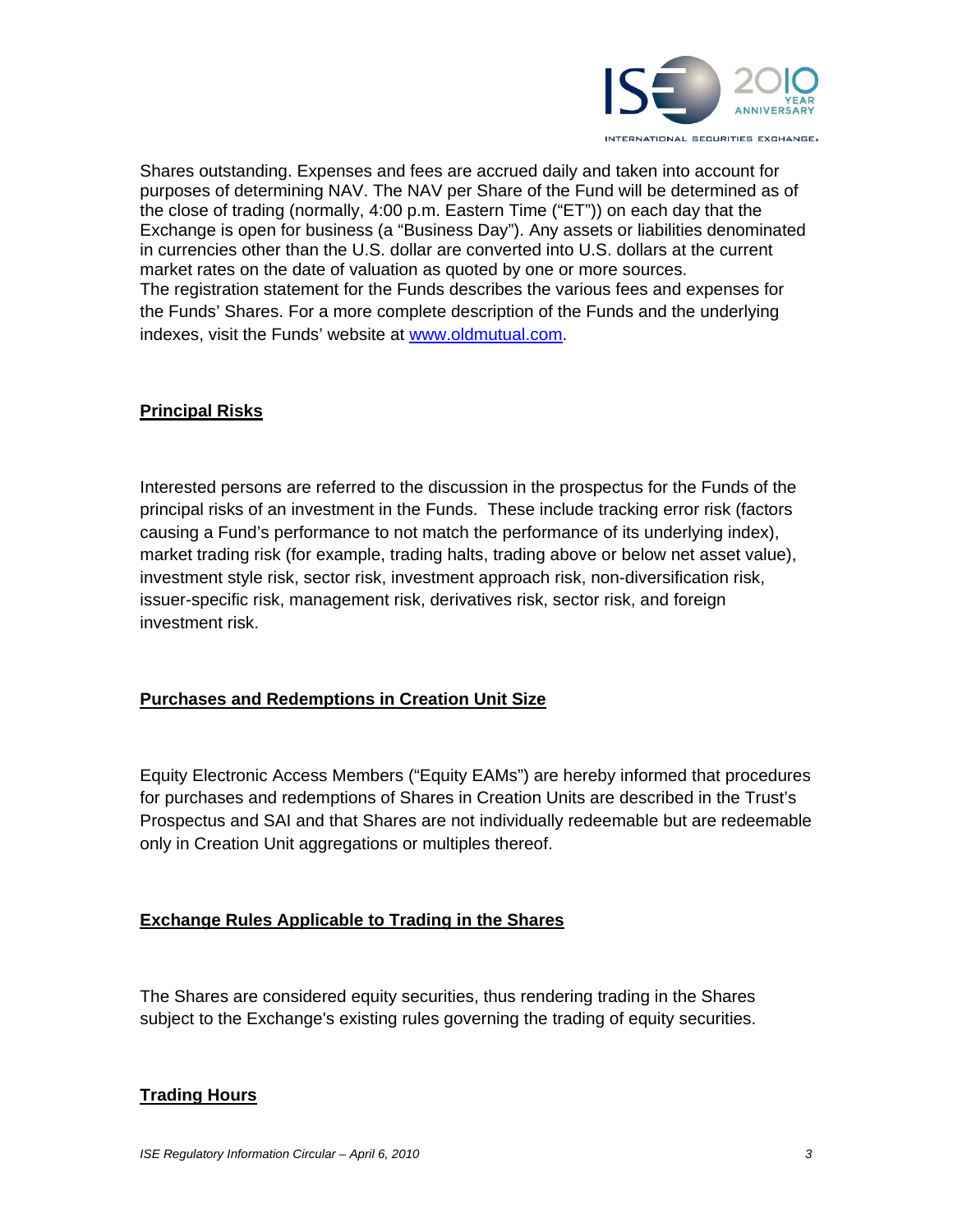Shares outstanding. Expenses and fees are accrued daily and taken into account for purposes of determining NAV. The NAV per Share of the Fund will be determined as of the close of trading (normally, 4:00 p.m. Eastern Time ("ET")) on each day that the Exchange is open for business (a "Business Day"). Any assets or liabilities denominated in currencies other than the U.S. dollar are converted into U.S. dollars at the current market rates on the date of valuation as quoted by one or more sources.
The registration statement for the Funds describes the various fees and expenses for the Funds' Shares. For a more complete description of the Funds and the underlying indexes, visit the Funds' website at [www.oldmutual.com](http://www.oldmutual.com).

## Principal Risks

Interested persons are referred to the discussion in the prospectus for the Funds of the principal risks of an investment in the Funds. These include tracking error risk (factors causing a Fund's performance to not match the performance of its underlying index), market trading risk (for example, trading halts, trading above or below net asset value), investment style risk, sector risk, investment approach risk, non-diversification risk, issuer-specific risk, management risk, derivatives risk, sector risk, and foreign investment risk.

## Purchases and Redemptions in Creation Unit Size

Equity Electronic Access Members ("Equity EAMs") are hereby informed that procedures for purchases and redemptions of Shares in Creation Units are described in the Trust's Prospectus and SAI and that Shares are not individually redeemable but are redeemable only in Creation Unit aggregations or multiples thereof.

## Exchange Rules Applicable to Trading in the Shares

The Shares are considered equity securities, thus rendering trading in the Shares subject to the Exchange's existing rules governing the trading of equity securities.

## Trading Hours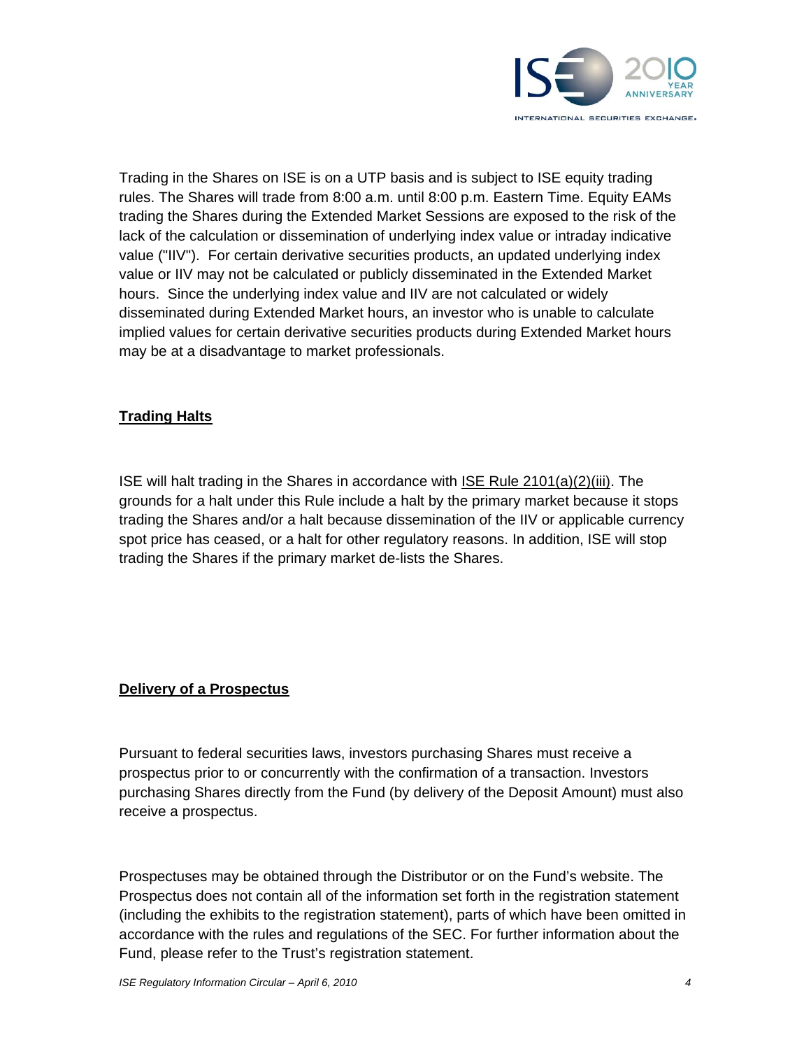Trading in the Shares on ISE is on a UTP basis and is subject to ISE equity trading rules. The Shares will trade from 8:00 a.m. until 8:00 p.m. Eastern Time. Equity EAMs trading the Shares during the Extended Market Sessions are exposed to the risk of the lack of the calculation or dissemination of underlying index value or intraday indicative value ("IIV"). For certain derivative securities products, an updated underlying index value or IIV may not be calculated or publicly disseminated in the Extended Market hours. Since the underlying index value and IIV are not calculated or widely disseminated during Extended Market hours, an investor who is unable to calculate implied values for certain derivative securities products during Extended Market hours may be at a disadvantage to market professionals.

## Trading Halts

ISE will halt trading in the Shares in accordance with ISE Rule 2101(a)(2)(iii). The grounds for a halt under this Rule include a halt by the primary market because it stops trading the Shares and/or a halt because dissemination of the IIV or applicable currency spot price has ceased, or a halt for other regulatory reasons. In addition, ISE will stop trading the Shares if the primary market de-lists the Shares.

## Delivery of a Prospectus

Pursuant to federal securities laws, investors purchasing Shares must receive a prospectus prior to or concurrently with the confirmation of a transaction. Investors purchasing Shares directly from the Fund (by delivery of the Deposit Amount) must also receive a prospectus.

Prospectuses may be obtained through the Distributor or on the Fund's website. The Prospectus does not contain all of the information set forth in the registration statement (including the exhibits to the registration statement), parts of which have been omitted in accordance with the rules and regulations of the SEC. For further information about the Fund, please refer to the Trust's registration statement.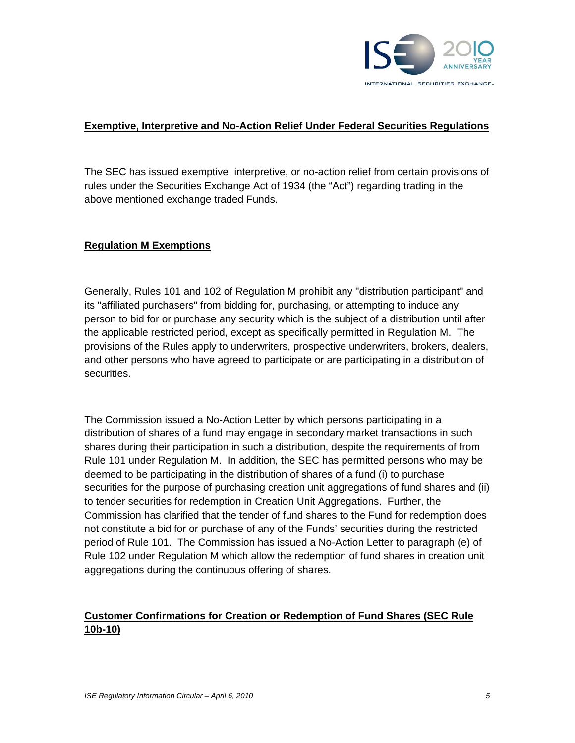**Exemptive, Interpretive and No-Action Relief Under Federal Securities Regulations**

The SEC has issued exemptive, interpretive, or no-action relief from certain provisions of rules under the Securities Exchange Act of 1934 (the "Act") regarding trading in the above mentioned exchange traded Funds.

**Regulation M Exemptions**

Generally, Rules 101 and 102 of Regulation M prohibit any "distribution participant" and its "affiliated purchasers" from bidding for, purchasing, or attempting to induce any person to bid for or purchase any security which is the subject of a distribution until after the applicable restricted period, except as specifically permitted in Regulation M. The provisions of the Rules apply to underwriters, prospective underwriters, brokers, dealers, and other persons who have agreed to participate or are participating in a distribution of securities.

The Commission issued a No-Action Letter by which persons participating in a distribution of shares of a fund may engage in secondary market transactions in such shares during their participation in such a distribution, despite the requirements of from Rule 101 under Regulation M. In addition, the SEC has permitted persons who may be deemed to be participating in the distribution of shares of a fund (i) to purchase securities for the purpose of purchasing creation unit aggregations of fund shares and (ii) to tender securities for redemption in Creation Unit Aggregations. Further, the Commission has clarified that the tender of fund shares to the Fund for redemption does not constitute a bid for or purchase of any of the Funds' securities during the restricted period of Rule 101. The Commission has issued a No-Action Letter to paragraph (e) of Rule 102 under Regulation M which allow the redemption of fund shares in creation unit aggregations during the continuous offering of shares.

**Customer Confirmations for Creation or Redemption of Fund Shares (SEC Rule 10b-10)**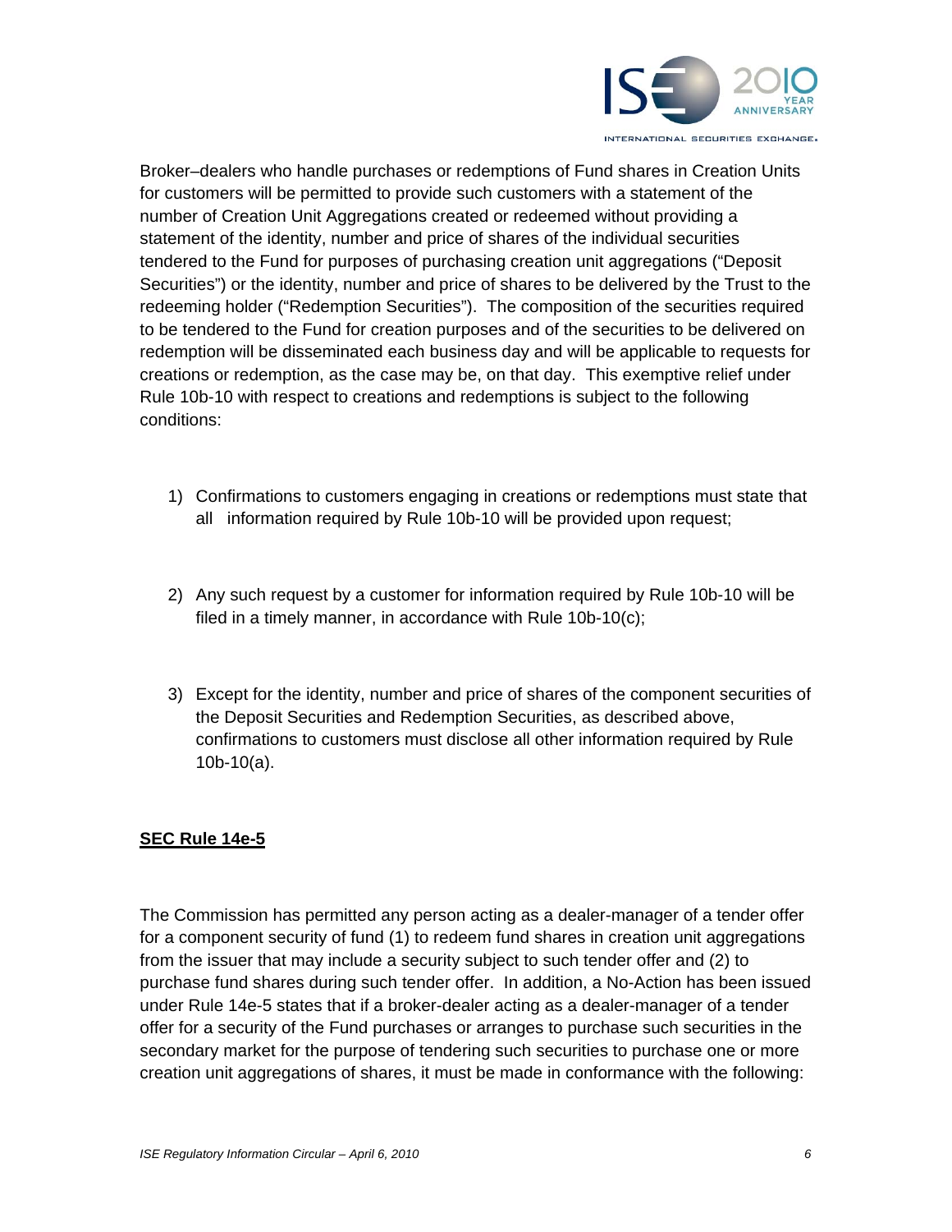Broker–dealers who handle purchases or redemptions of Fund shares in Creation Units for customers will be permitted to provide such customers with a statement of the number of Creation Unit Aggregations created or redeemed without providing a statement of the identity, number and price of shares of the individual securities tendered to the Fund for purposes of purchasing creation unit aggregations ("Deposit Securities") or the identity, number and price of shares to be delivered by the Trust to the redeeming holder ("Redemption Securities"). The composition of the securities required to be tendered to the Fund for creation purposes and of the securities to be delivered on redemption will be disseminated each business day and will be applicable to requests for creations or redemption, as the case may be, on that day. This exemptive relief under Rule 10b-10 with respect to creations and redemptions is subject to the following conditions:

1) Confirmations to customers engaging in creations or redemptions must state that all information required by Rule 10b-10 will be provided upon request;

2) Any such request by a customer for information required by Rule 10b-10 will be filed in a timely manner, in accordance with Rule 10b-10(c);

3) Except for the identity, number and price of shares of the component securities of the Deposit Securities and Redemption Securities, as described above, confirmations to customers must disclose all other information required by Rule 10b-10(a).

**SEC Rule 14e-5**

The Commission has permitted any person acting as a dealer-manager of a tender offer for a component security of fund (1) to redeem fund shares in creation unit aggregations from the issuer that may include a security subject to such tender offer and (2) to purchase fund shares during such tender offer. In addition, a No-Action has been issued under Rule 14e-5 states that if a broker-dealer acting as a dealer-manager of a tender offer for a security of the Fund purchases or arranges to purchase such securities in the secondary market for the purpose of tendering such securities to purchase one or more creation unit aggregations of shares, it must be made in conformance with the following: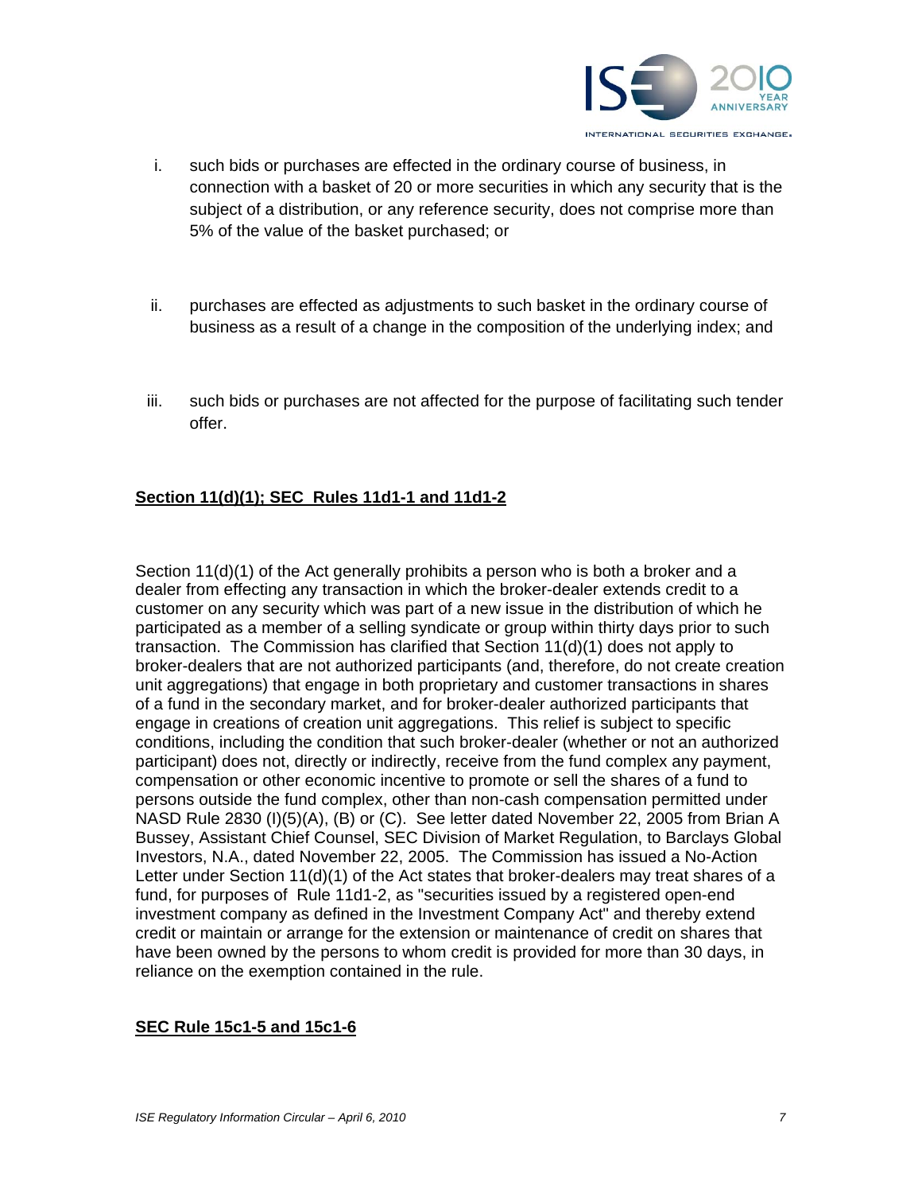i. such bids or purchases are effected in the ordinary course of business, in connection with a basket of 20 or more securities in which any security that is the subject of a distribution, or any reference security, does not comprise more than 5% of the value of the basket purchased; or

ii. purchases are effected as adjustments to such basket in the ordinary course of business as a result of a change in the composition of the underlying index; and

iii. such bids or purchases are not affected for the purpose of facilitating such tender offer.

**Section 11(d)(1); SEC Rules 11d1-1 and 11d1-2**

Section 11(d)(1) of the Act generally prohibits a person who is both a broker and a dealer from effecting any transaction in which the broker-dealer extends credit to a customer on any security which was part of a new issue in the distribution of which he participated as a member of a selling syndicate or group within thirty days prior to such transaction. The Commission has clarified that Section 11(d)(1) does not apply to broker-dealers that are not authorized participants (and, therefore, do not create creation unit aggregations) that engage in both proprietary and customer transactions in shares of a fund in the secondary market, and for broker-dealer authorized participants that engage in creations of creation unit aggregations. This relief is subject to specific conditions, including the condition that such broker-dealer (whether or not an authorized participant) does not, directly or indirectly, receive from the fund complex any payment, compensation or other economic incentive to promote or sell the shares of a fund to persons outside the fund complex, other than non-cash compensation permitted under NASD Rule 2830 (I)(5)(A), (B) or (C). See letter dated November 22, 2005 from Brian A Bussey, Assistant Chief Counsel, SEC Division of Market Regulation, to Barclays Global Investors, N.A., dated November 22, 2005. The Commission has issued a No-Action Letter under Section 11(d)(1) of the Act states that broker-dealers may treat shares of a fund, for purposes of Rule 11d1-2, as "securities issued by a registered open-end investment company as defined in the Investment Company Act" and thereby extend credit or maintain or arrange for the extension or maintenance of credit on shares that have been owned by the persons to whom credit is provided for more than 30 days, in reliance on the exemption contained in the rule.

**SEC Rule 15c1-5 and 15c1-6**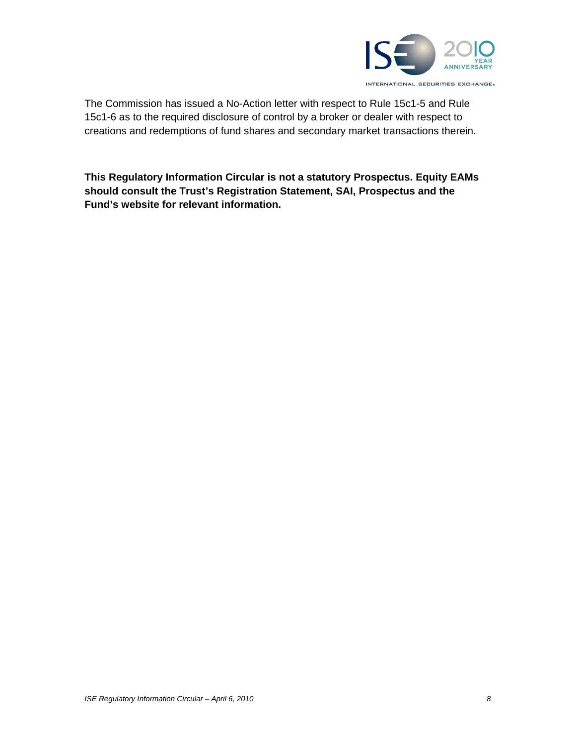The Commission has issued a No-Action letter with respect to Rule 15c1-5 and Rule 15c1-6 as to the required disclosure of control by a broker or dealer with respect to creations and redemptions of fund shares and secondary market transactions therein.

**This Regulatory Information Circular is not a statutory Prospectus. Equity EAMs should consult the Trust's Registration Statement, SAI, Prospectus and the Fund's website for relevant information.**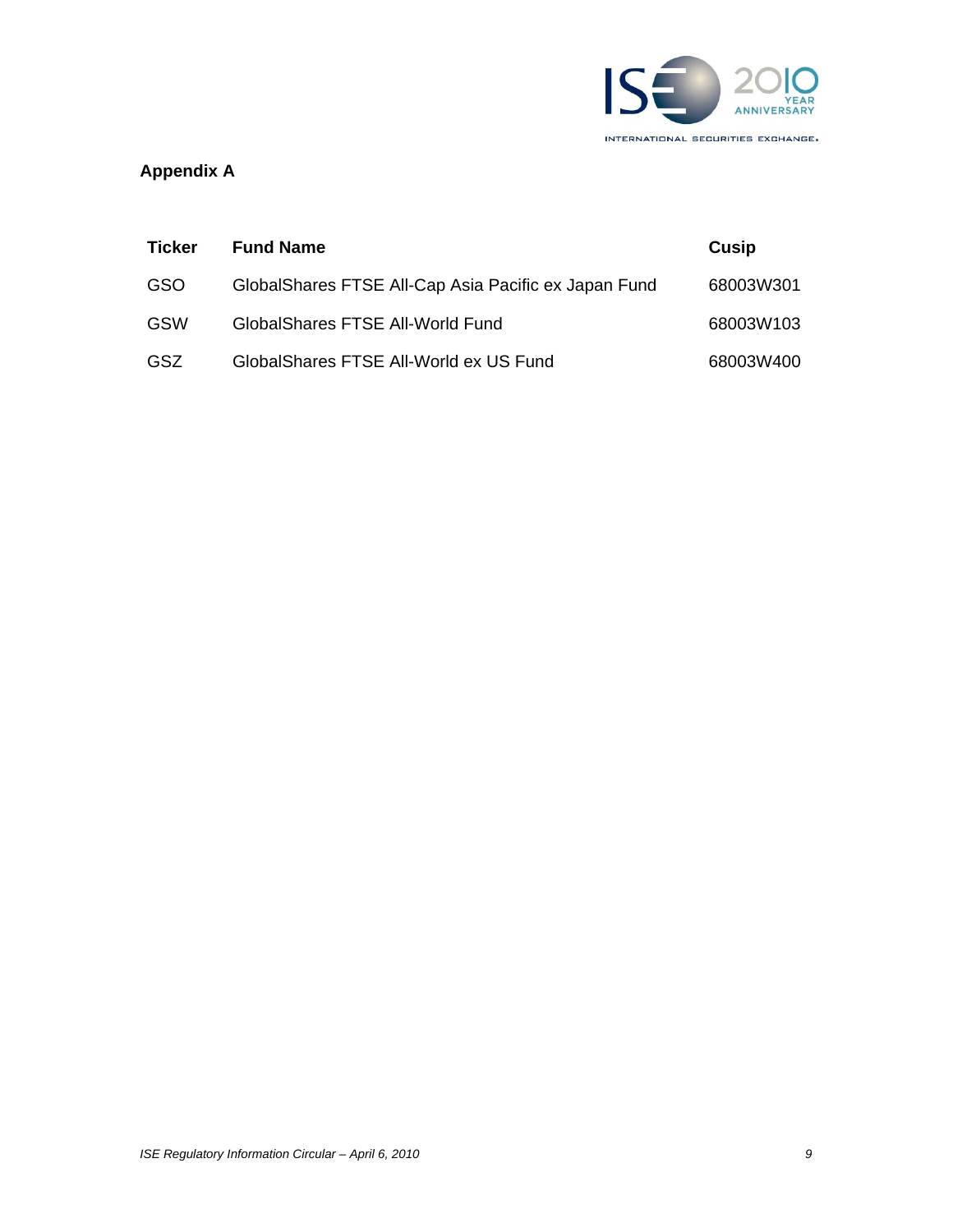## Appendix A

| Ticker | Fund Name | Cusip |
| --- | --- | --- |
| GSO | GlobalShares FTSE All-Cap Asia Pacific ex Japan Fund | 68003W301 |
| GSW | GlobalShares FTSE All-World Fund | 68003W103 |
| GSZ | GlobalShares FTSE All-World ex US Fund | 68003W400 |